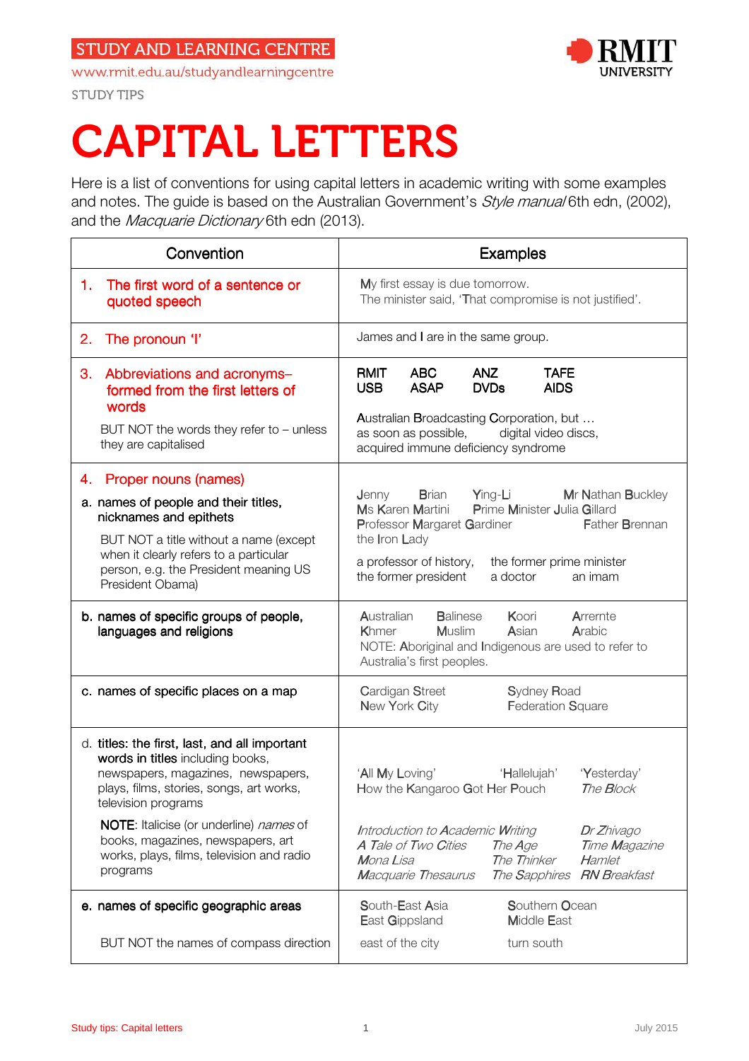STUDY AND LEARNING CENTRE

www.rmit.edu.au/studyandlearningcentre

STUDY TIPS

# CAPITAL LETTERS

Here is a list of conventions for using capital letters in academic writing with some examples and notes. The guide is based on the Australian Government's *Style manual* 6th edn, (2002), and the *Macquarie Dictionary* 6th edn (2013).

| Convention | Examples |
|---|---|
| 1. The first word of a sentence or quoted speech | My first essay is due tomorrow.<br>The minister said, 'That compromise is not justified'. |
| 2. The pronoun 'I' | James and I are in the same group. |
| 3. Abbreviations and acronyms– formed from the first letters of words<br><br>BUT NOT the words they refer to – unless they are capitalised | RMIT ABC ANZ TAFE<br>USB ASAP DVDs AIDS<br><br>Australian Broadcasting Corporation, but …<br>as soon as possible, digital video discs,<br>acquired immune deficiency syndrome |
| 4. Proper nouns (names)<br>a. names of people and their titles, nicknames and epithets<br><br>BUT NOT a title without a name (except when it clearly refers to a particular person, e.g. the President meaning US President Obama) | Jenny Brian Ying-Li Mr Nathan Buckley<br>Ms Karen Martini Prime Minister Julia Gillard<br>Professor Margaret Gardiner Father Brennan<br>the Iron Lady<br><br>a professor of history, the former prime minister<br>the former president a doctor an imam |
| b. names of specific groups of people, languages and religions | Australian Balinese Koori Arrernte<br>Khmer Muslim Asian Arabic<br>NOTE: Aboriginal and Indigenous are used to refer to Australia's first peoples. |
| c. names of specific places on a map | Cardigan Street Sydney Road<br>New York City Federation Square |
| d. titles: the first, last, and all important words in titles including books, newspapers, magazines, newspapers, plays, films, stories, songs, art works, television programs<br><br>NOTE: Italicise (or underline) *names* of books, magazines, newspapers, art works, plays, films, television and radio programs | 'All My Loving' 'Hallelujah' 'Yesterday'<br>How the Kangaroo Got Her Pouch *The Block*<br><br>*Introduction to Academic Writing* *Dr Zhivago*<br>*A Tale of Two Cities* *The Age* *Time Magazine*<br>*Mona Lisa* *The Thinker* *Hamlet*<br>*Macquarie Thesaurus* *The Sapphires* *RN Breakfast* |
| e. names of specific geographic areas<br><br>BUT NOT the names of compass direction | South-East Asia Southern Ocean<br>East Gippsland Middle East<br><br>east of the city turn south |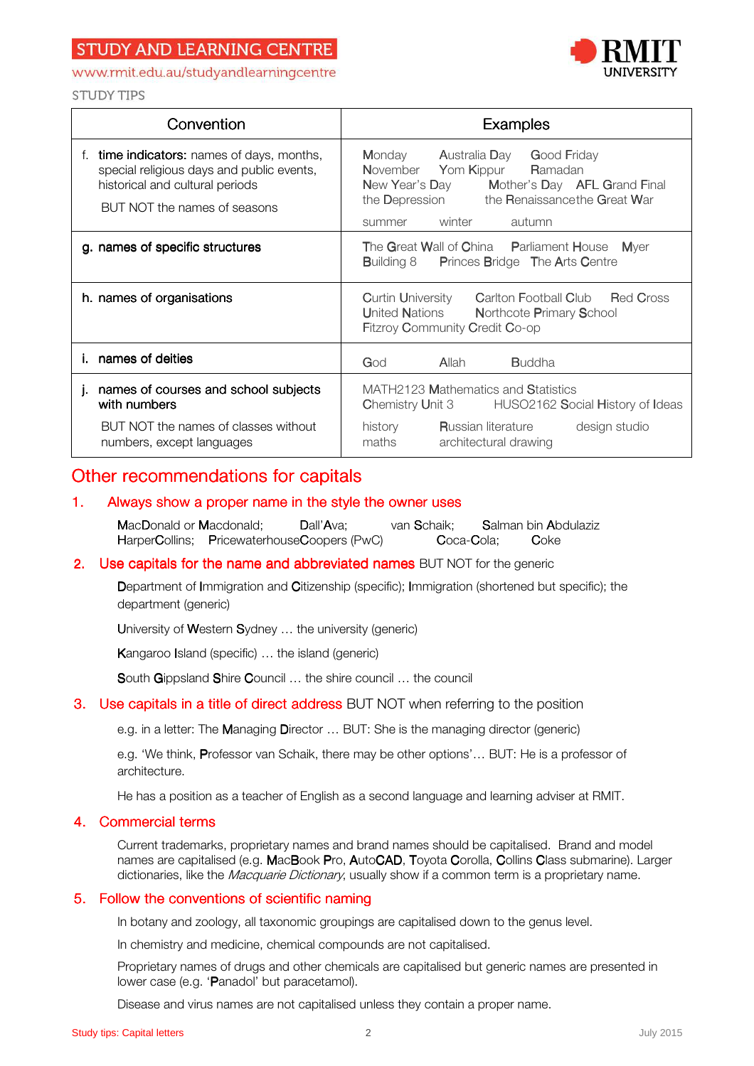| Convention | Examples |
|---|---|
| f. **time indicators:** names of days, months, special religious days and public events, historical and cultural periods<br><br>BUT NOT the names of seasons | Monday  Australia Day  Good Friday<br>November  Yom Kippur  Ramadan<br>New Year's Day  Mother's Day  AFL Grand Final<br>the Depression  the Renaissance  the Great War<br><br>summer  winter  autumn |
| g. **names of specific structures** | The Great Wall of China  Parliament House  Myer<br>Building 8  Princes Bridge  The Arts Centre |
| h. **names of organisations** | Curtin University  Carlton Football Club  Red Cross<br>United Nations  Northcote Primary School<br>Fitzroy Community Credit Co-op |
| i. **names of deities** | God  Allah  Buddha |
| j. **names of courses and school subjects with numbers**<br><br>BUT NOT the names of classes without numbers, except languages | MATH2123 Mathematics and Statistics<br>Chemistry Unit 3  HUSO2162 Social History of Ideas<br><br>history  Russian literature  design studio<br>maths  architectural drawing |

## Other recommendations for capitals

### 1. Always show a proper name in the style the owner uses

MacDonald or Macdonald; Dall'Ava; van Schaik; Salman bin Abdulaziz
HarperCollins; PricewaterhouseCoopers (PwC) Coca-Cola; Coke

### 2. Use capitals for the name and abbreviated names BUT NOT for the generic

Department of Immigration and Citizenship (specific); Immigration (shortened but specific); the department (generic)

University of Western Sydney … the university (generic)

Kangaroo Island (specific) … the island (generic)

South Gippsland Shire Council … the shire council … the council

### 3. Use capitals in a title of direct address BUT NOT when referring to the position

e.g. in a letter: The Managing Director … BUT: She is the managing director (generic)

e.g. 'We think, Professor van Schaik, there may be other options'… BUT: He is a professor of architecture.

He has a position as a teacher of English as a second language and learning adviser at RMIT.

### 4. Commercial terms

Current trademarks, proprietary names and brand names should be capitalised. Brand and model names are capitalised (e.g. MacBook Pro, AutoCAD, Toyota Corolla, Collins Class submarine). Larger dictionaries, like the *Macquarie Dictionary*, usually show if a common term is a proprietary name.

### 5. Follow the conventions of scientific naming

In botany and zoology, all taxonomic groupings are capitalised down to the genus level.

In chemistry and medicine, chemical compounds are not capitalised.

Proprietary names of drugs and other chemicals are capitalised but generic names are presented in lower case (e.g. 'Panadol' but paracetamol).

Disease and virus names are not capitalised unless they contain a proper name.